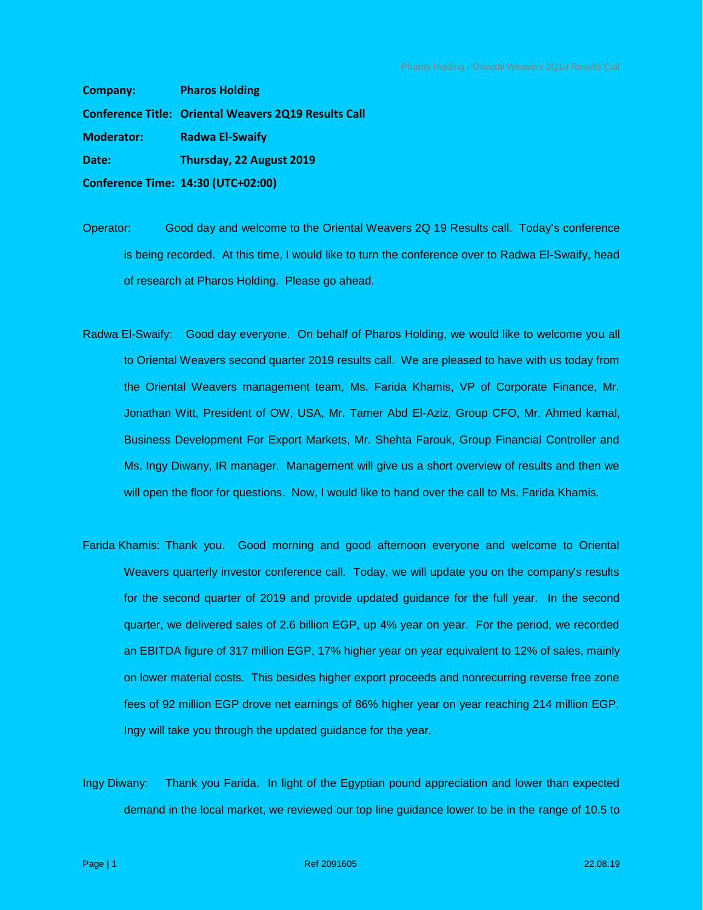**Company:** **Pharos Holding**

**Conference Title:** **Oriental Weavers 2Q19 Results Call**

**Moderator:** **Radwa El-Swaify**

**Date:** **Thursday, 22 August 2019**

**Conference Time:** **14:30 (UTC+02:00)**

Operator: Good day and welcome to the Oriental Weavers 2Q 19 Results call. Today's conference is being recorded. At this time, I would like to turn the conference over to Radwa El-Swaify, head of research at Pharos Holding. Please go ahead.

Radwa El-Swaify: Good day everyone. On behalf of Pharos Holding, we would like to welcome you all to Oriental Weavers second quarter 2019 results call. We are pleased to have with us today from the Oriental Weavers management team, Ms. Farida Khamis, VP of Corporate Finance, Mr. Jonathan Witt, President of OW, USA, Mr. Tamer Abd El-Aziz, Group CFO, Mr. Ahmed kamal, Business Development For Export Markets, Mr. Shehta Farouk, Group Financial Controller and Ms. Ingy Diwany, IR manager. Management will give us a short overview of results and then we will open the floor for questions. Now, I would like to hand over the call to Ms. Farida Khamis.

Farida Khamis: Thank you. Good morning and good afternoon everyone and welcome to Oriental Weavers quarterly investor conference call. Today, we will update you on the company's results for the second quarter of 2019 and provide updated guidance for the full year. In the second quarter, we delivered sales of 2.6 billion EGP, up 4% year on year. For the period, we recorded an EBITDA figure of 317 million EGP, 17% higher year on year equivalent to 12% of sales, mainly on lower material costs. This besides higher export proceeds and nonrecurring reverse free zone fees of 92 million EGP drove net earnings of 86% higher year on year reaching 214 million EGP. Ingy will take you through the updated guidance for the year.

Ingy Diwany: Thank you Farida. In light of the Egyptian pound appreciation and lower than expected demand in the local market, we reviewed our top line guidance lower to be in the range of 10.5 to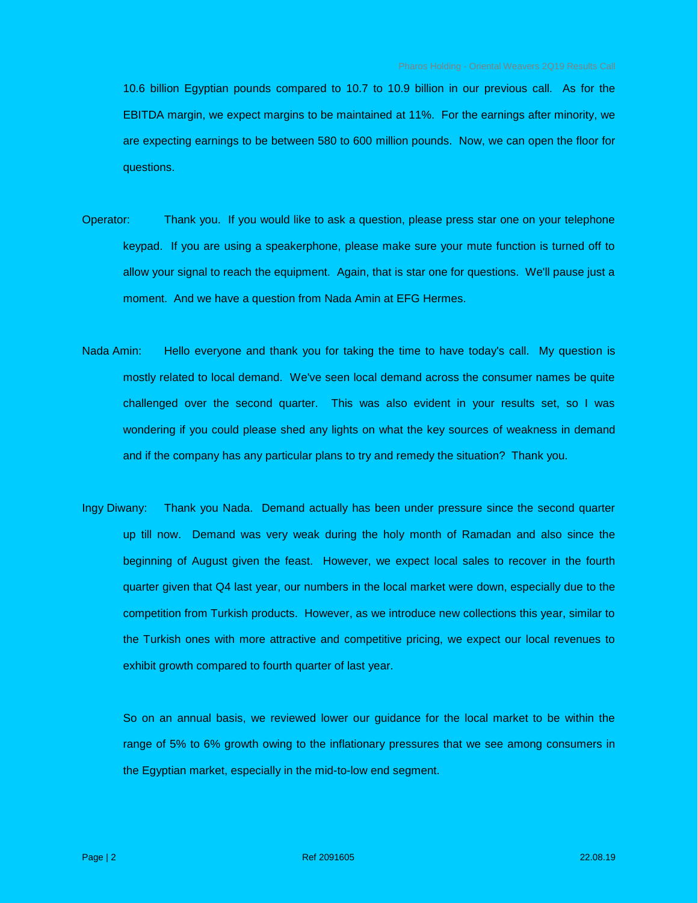10.6 billion Egyptian pounds compared to 10.7 to 10.9 billion in our previous call. As for the EBITDA margin, we expect margins to be maintained at 11%. For the earnings after minority, we are expecting earnings to be between 580 to 600 million pounds. Now, we can open the floor for questions.

Operator: Thank you. If you would like to ask a question, please press star one on your telephone keypad. If you are using a speakerphone, please make sure your mute function is turned off to allow your signal to reach the equipment. Again, that is star one for questions. We'll pause just a moment. And we have a question from Nada Amin at EFG Hermes.

Nada Amin: Hello everyone and thank you for taking the time to have today's call. My question is mostly related to local demand. We've seen local demand across the consumer names be quite challenged over the second quarter. This was also evident in your results set, so I was wondering if you could please shed any lights on what the key sources of weakness in demand and if the company has any particular plans to try and remedy the situation? Thank you.

Ingy Diwany: Thank you Nada. Demand actually has been under pressure since the second quarter up till now. Demand was very weak during the holy month of Ramadan and also since the beginning of August given the feast. However, we expect local sales to recover in the fourth quarter given that Q4 last year, our numbers in the local market were down, especially due to the competition from Turkish products. However, as we introduce new collections this year, similar to the Turkish ones with more attractive and competitive pricing, we expect our local revenues to exhibit growth compared to fourth quarter of last year.

So on an annual basis, we reviewed lower our guidance for the local market to be within the range of 5% to 6% growth owing to the inflationary pressures that we see among consumers in the Egyptian market, especially in the mid-to-low end segment.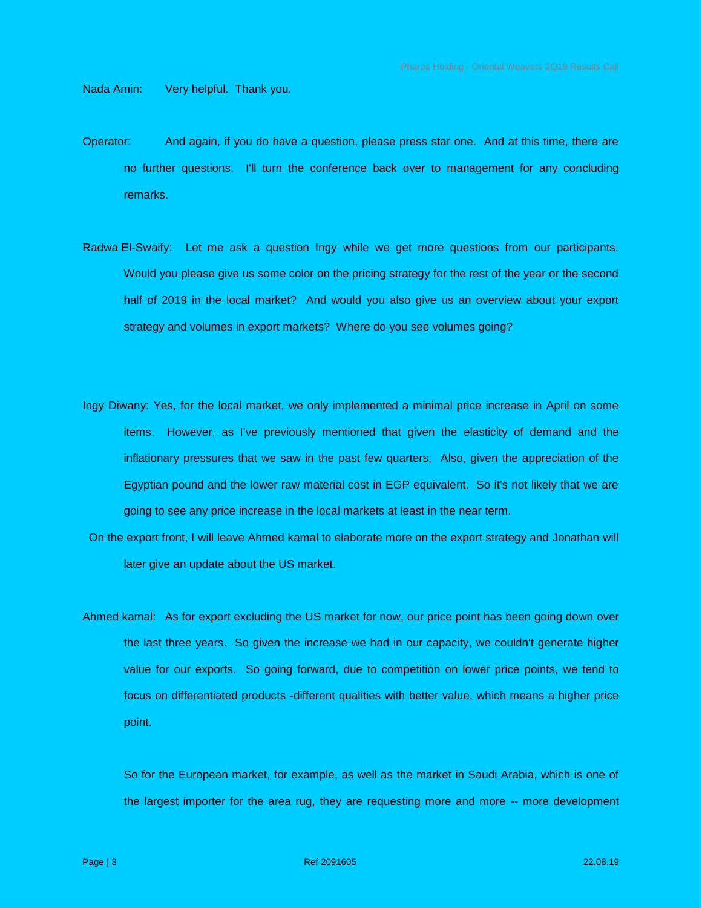Nada Amin: Very helpful. Thank you.

Operator: And again, if you do have a question, please press star one. And at this time, there are no further questions. I'll turn the conference back over to management for any concluding remarks.

Radwa El-Swaify: Let me ask a question Ingy while we get more questions from our participants. Would you please give us some color on the pricing strategy for the rest of the year or the second half of 2019 in the local market? And would you also give us an overview about your export strategy and volumes in export markets? Where do you see volumes going?

Ingy Diwany: Yes, for the local market, we only implemented a minimal price increase in April on some items. However, as I've previously mentioned that given the elasticity of demand and the inflationary pressures that we saw in the past few quarters, Also, given the appreciation of the Egyptian pound and the lower raw material cost in EGP equivalent. So it's not likely that we are going to see any price increase in the local markets at least in the near term.

On the export front, I will leave Ahmed kamal to elaborate more on the export strategy and Jonathan will later give an update about the US market.

Ahmed kamal: As for export excluding the US market for now, our price point has been going down over the last three years. So given the increase we had in our capacity, we couldn't generate higher value for our exports. So going forward, due to competition on lower price points, we tend to focus on differentiated products -different qualities with better value, which means a higher price point.

So for the European market, for example, as well as the market in Saudi Arabia, which is one of the largest importer for the area rug, they are requesting more and more -- more development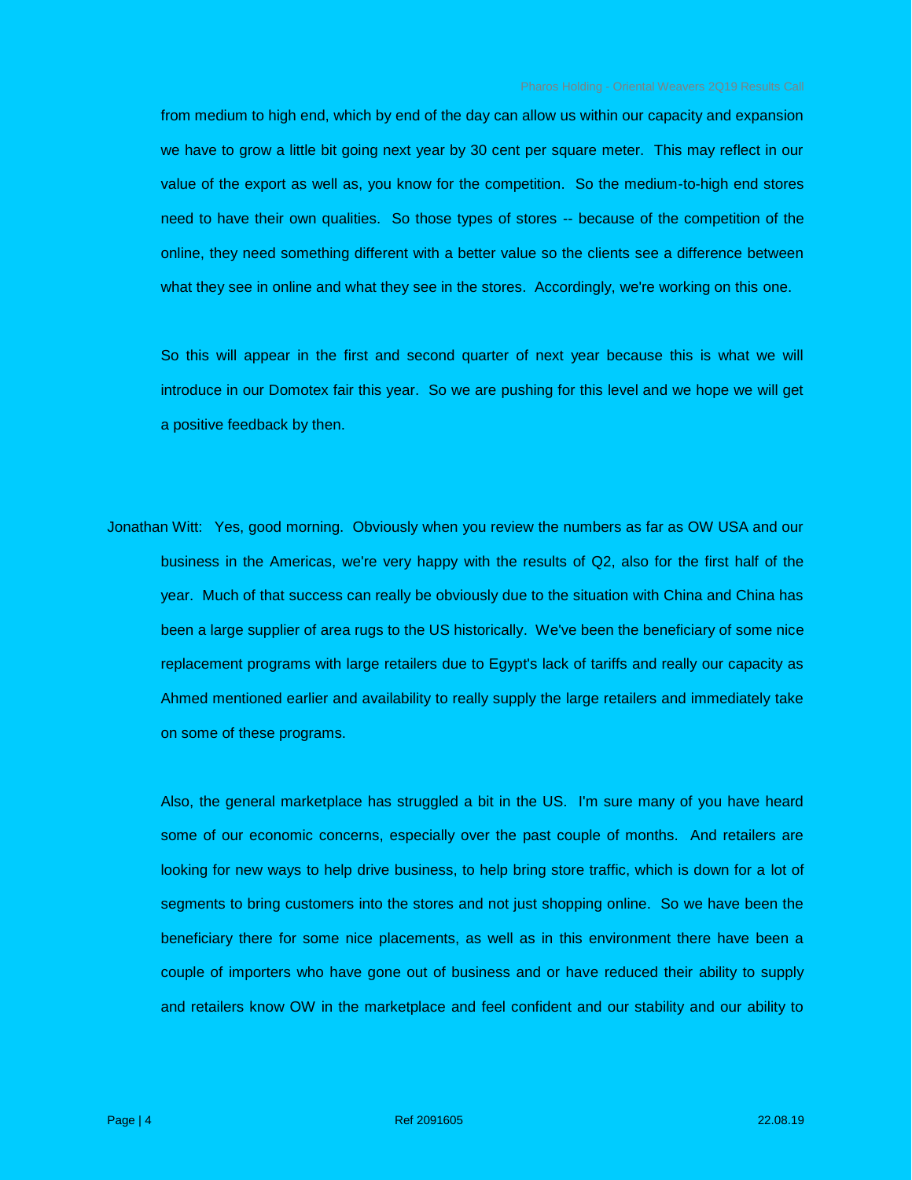from medium to high end, which by end of the day can allow us within our capacity and expansion we have to grow a little bit going next year by 30 cent per square meter. This may reflect in our value of the export as well as, you know for the competition. So the medium-to-high end stores need to have their own qualities. So those types of stores -- because of the competition of the online, they need something different with a better value so the clients see a difference between what they see in online and what they see in the stores. Accordingly, we're working on this one.

So this will appear in the first and second quarter of next year because this is what we will introduce in our Domotex fair this year. So we are pushing for this level and we hope we will get a positive feedback by then.

Jonathan Witt: Yes, good morning. Obviously when you review the numbers as far as OW USA and our business in the Americas, we're very happy with the results of Q2, also for the first half of the year. Much of that success can really be obviously due to the situation with China and China has been a large supplier of area rugs to the US historically. We've been the beneficiary of some nice replacement programs with large retailers due to Egypt's lack of tariffs and really our capacity as Ahmed mentioned earlier and availability to really supply the large retailers and immediately take on some of these programs.

Also, the general marketplace has struggled a bit in the US. I'm sure many of you have heard some of our economic concerns, especially over the past couple of months. And retailers are looking for new ways to help drive business, to help bring store traffic, which is down for a lot of segments to bring customers into the stores and not just shopping online. So we have been the beneficiary there for some nice placements, as well as in this environment there have been a couple of importers who have gone out of business and or have reduced their ability to supply and retailers know OW in the marketplace and feel confident and our stability and our ability to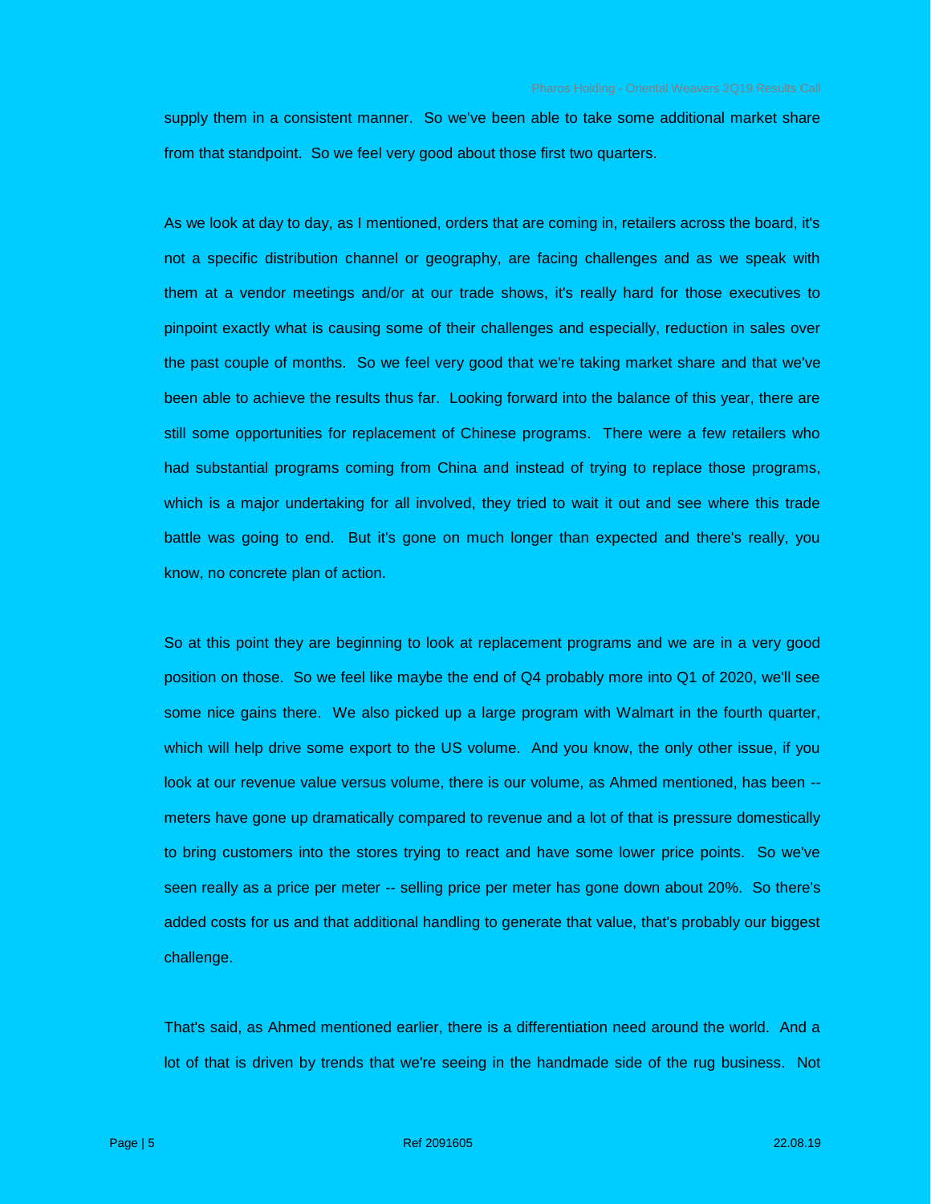supply them in a consistent manner. So we've been able to take some additional market share from that standpoint. So we feel very good about those first two quarters.

As we look at day to day, as I mentioned, orders that are coming in, retailers across the board, it's not a specific distribution channel or geography, are facing challenges and as we speak with them at a vendor meetings and/or at our trade shows, it's really hard for those executives to pinpoint exactly what is causing some of their challenges and especially, reduction in sales over the past couple of months. So we feel very good that we're taking market share and that we've been able to achieve the results thus far. Looking forward into the balance of this year, there are still some opportunities for replacement of Chinese programs. There were a few retailers who had substantial programs coming from China and instead of trying to replace those programs, which is a major undertaking for all involved, they tried to wait it out and see where this trade battle was going to end. But it's gone on much longer than expected and there's really, you know, no concrete plan of action.

So at this point they are beginning to look at replacement programs and we are in a very good position on those. So we feel like maybe the end of Q4 probably more into Q1 of 2020, we'll see some nice gains there. We also picked up a large program with Walmart in the fourth quarter, which will help drive some export to the US volume. And you know, the only other issue, if you look at our revenue value versus volume, there is our volume, as Ahmed mentioned, has been -- meters have gone up dramatically compared to revenue and a lot of that is pressure domestically to bring customers into the stores trying to react and have some lower price points. So we've seen really as a price per meter -- selling price per meter has gone down about 20%. So there's added costs for us and that additional handling to generate that value, that's probably our biggest challenge.

That's said, as Ahmed mentioned earlier, there is a differentiation need around the world. And a lot of that is driven by trends that we're seeing in the handmade side of the rug business. Not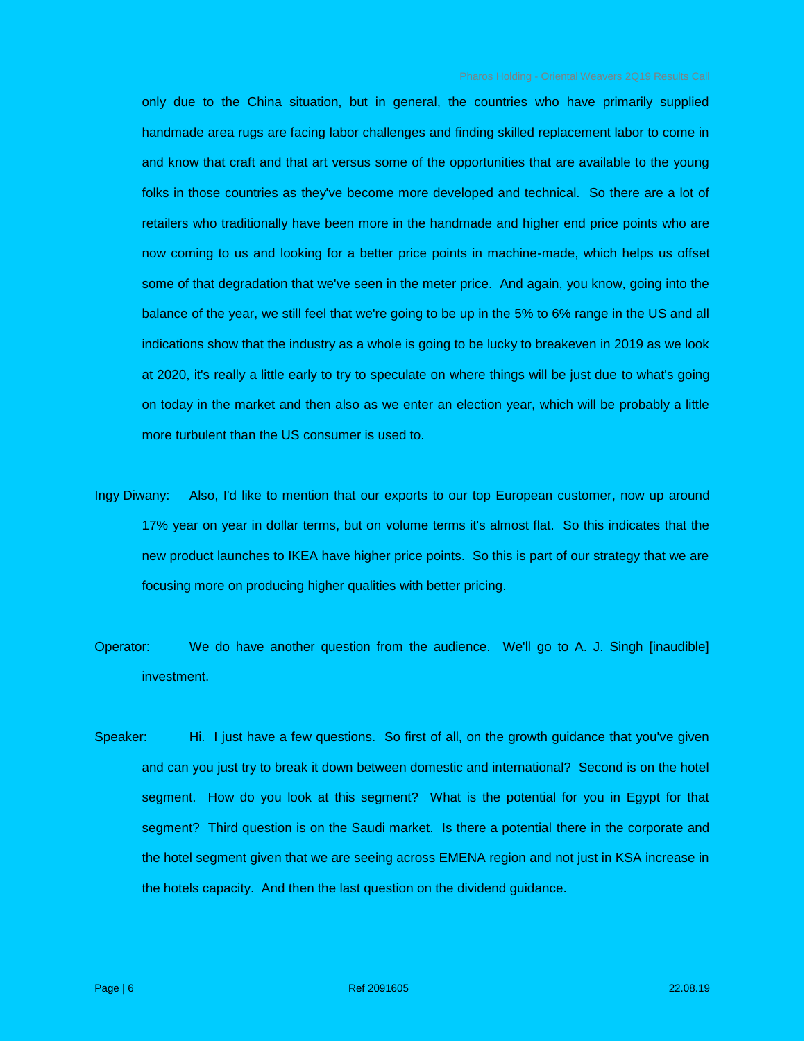only due to the China situation, but in general, the countries who have primarily supplied handmade area rugs are facing labor challenges and finding skilled replacement labor to come in and know that craft and that art versus some of the opportunities that are available to the young folks in those countries as they've become more developed and technical. So there are a lot of retailers who traditionally have been more in the handmade and higher end price points who are now coming to us and looking for a better price points in machine-made, which helps us offset some of that degradation that we've seen in the meter price. And again, you know, going into the balance of the year, we still feel that we're going to be up in the 5% to 6% range in the US and all indications show that the industry as a whole is going to be lucky to breakeven in 2019 as we look at 2020, it's really a little early to try to speculate on where things will be just due to what's going on today in the market and then also as we enter an election year, which will be probably a little more turbulent than the US consumer is used to.

Ingy Diwany: Also, I'd like to mention that our exports to our top European customer, now up around 17% year on year in dollar terms, but on volume terms it's almost flat. So this indicates that the new product launches to IKEA have higher price points. So this is part of our strategy that we are focusing more on producing higher qualities with better pricing.

Operator: We do have another question from the audience. We'll go to A. J. Singh [inaudible] investment.

Speaker: Hi. I just have a few questions. So first of all, on the growth guidance that you've given and can you just try to break it down between domestic and international? Second is on the hotel segment. How do you look at this segment? What is the potential for you in Egypt for that segment? Third question is on the Saudi market. Is there a potential there in the corporate and the hotel segment given that we are seeing across EMENA region and not just in KSA increase in the hotels capacity. And then the last question on the dividend guidance.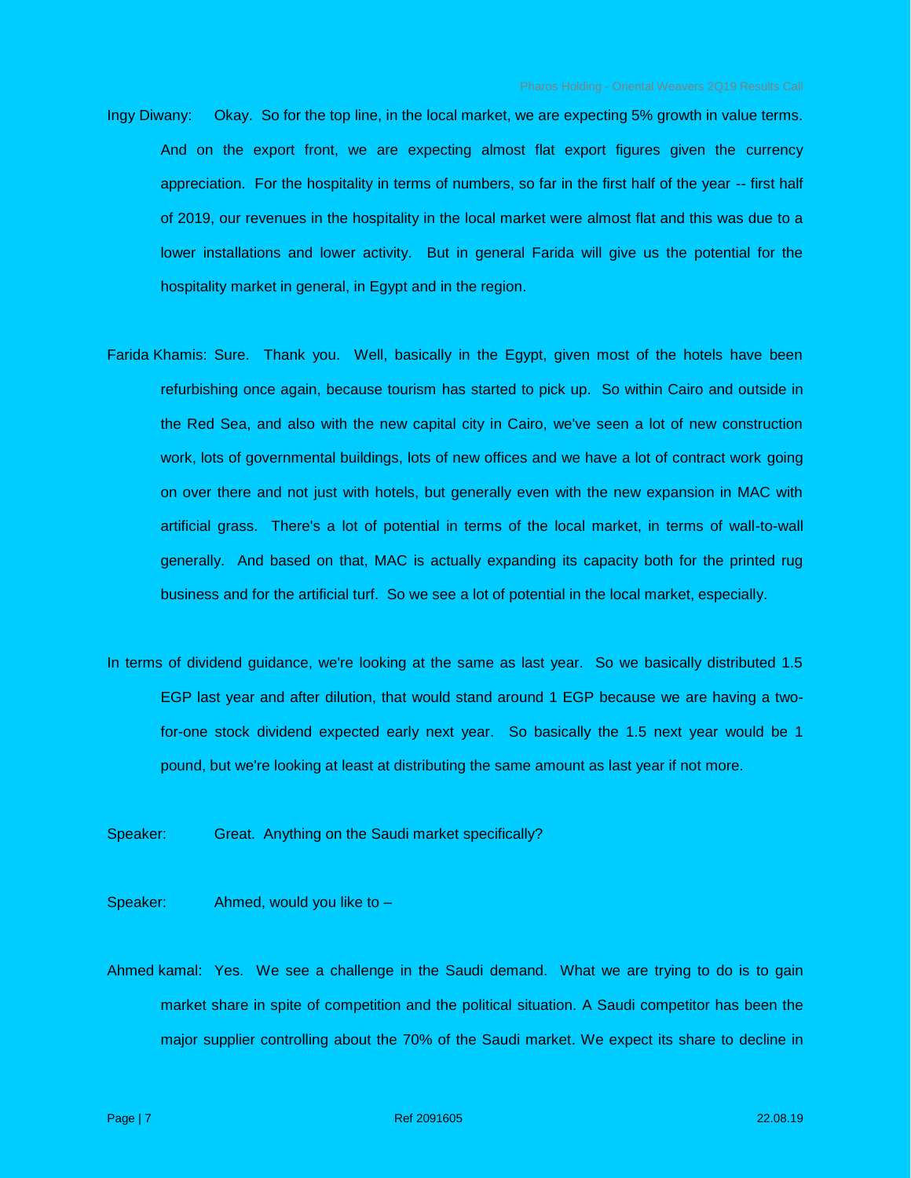Ingy Diwany: Okay. So for the top line, in the local market, we are expecting 5% growth in value terms. And on the export front, we are expecting almost flat export figures given the currency appreciation. For the hospitality in terms of numbers, so far in the first half of the year -- first half of 2019, our revenues in the hospitality in the local market were almost flat and this was due to a lower installations and lower activity. But in general Farida will give us the potential for the hospitality market in general, in Egypt and in the region.

Farida Khamis: Sure. Thank you. Well, basically in the Egypt, given most of the hotels have been refurbishing once again, because tourism has started to pick up. So within Cairo and outside in the Red Sea, and also with the new capital city in Cairo, we've seen a lot of new construction work, lots of governmental buildings, lots of new offices and we have a lot of contract work going on over there and not just with hotels, but generally even with the new expansion in MAC with artificial grass. There's a lot of potential in terms of the local market, in terms of wall-to-wall generally. And based on that, MAC is actually expanding its capacity both for the printed rug business and for the artificial turf. So we see a lot of potential in the local market, especially.

In terms of dividend guidance, we're looking at the same as last year. So we basically distributed 1.5 EGP last year and after dilution, that would stand around 1 EGP because we are having a two-for-one stock dividend expected early next year. So basically the 1.5 next year would be 1 pound, but we're looking at least at distributing the same amount as last year if not more.

Speaker: Great. Anything on the Saudi market specifically?

Speaker: Ahmed, would you like to –

Ahmed kamal: Yes. We see a challenge in the Saudi demand. What we are trying to do is to gain market share in spite of competition and the political situation. A Saudi competitor has been the major supplier controlling about the 70% of the Saudi market. We expect its share to decline in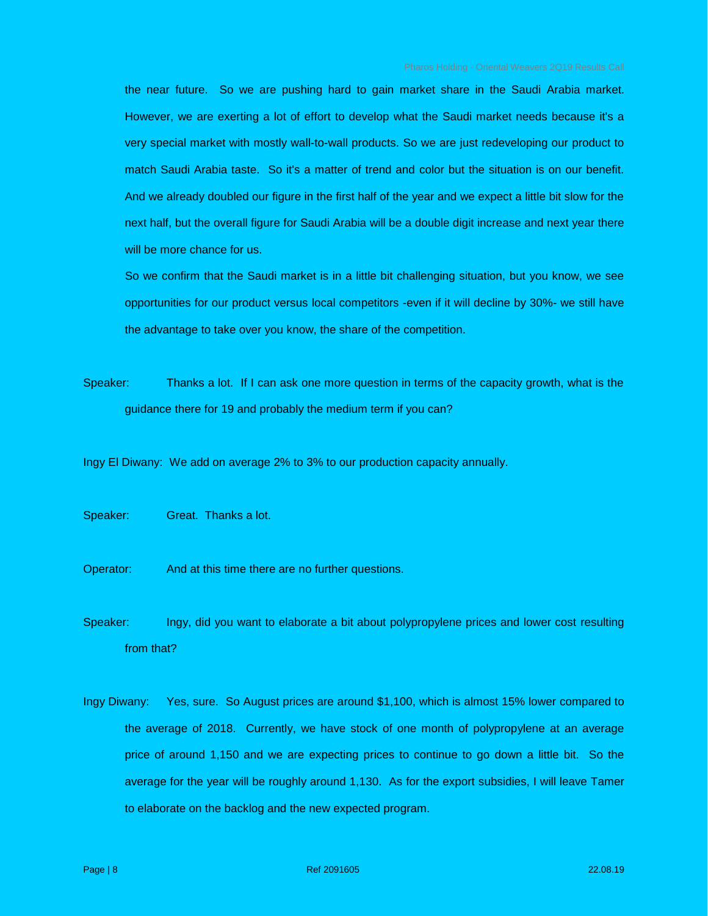the near future. So we are pushing hard to gain market share in the Saudi Arabia market. However, we are exerting a lot of effort to develop what the Saudi market needs because it's a very special market with mostly wall-to-wall products. So we are just redeveloping our product to match Saudi Arabia taste. So it's a matter of trend and color but the situation is on our benefit. And we already doubled our figure in the first half of the year and we expect a little bit slow for the next half, but the overall figure for Saudi Arabia will be a double digit increase and next year there will be more chance for us.

So we confirm that the Saudi market is in a little bit challenging situation, but you know, we see opportunities for our product versus local competitors -even if it will decline by 30%- we still have the advantage to take over you know, the share of the competition.

Speaker: Thanks a lot. If I can ask one more question in terms of the capacity growth, what is the guidance there for 19 and probably the medium term if you can?

Ingy El Diwany: We add on average 2% to 3% to our production capacity annually.

Speaker: Great. Thanks a lot.

Operator: And at this time there are no further questions.

Speaker: Ingy, did you want to elaborate a bit about polypropylene prices and lower cost resulting from that?

Ingy Diwany: Yes, sure. So August prices are around $1,100, which is almost 15% lower compared to the average of 2018. Currently, we have stock of one month of polypropylene at an average price of around 1,150 and we are expecting prices to continue to go down a little bit. So the average for the year will be roughly around 1,130. As for the export subsidies, I will leave Tamer to elaborate on the backlog and the new expected program.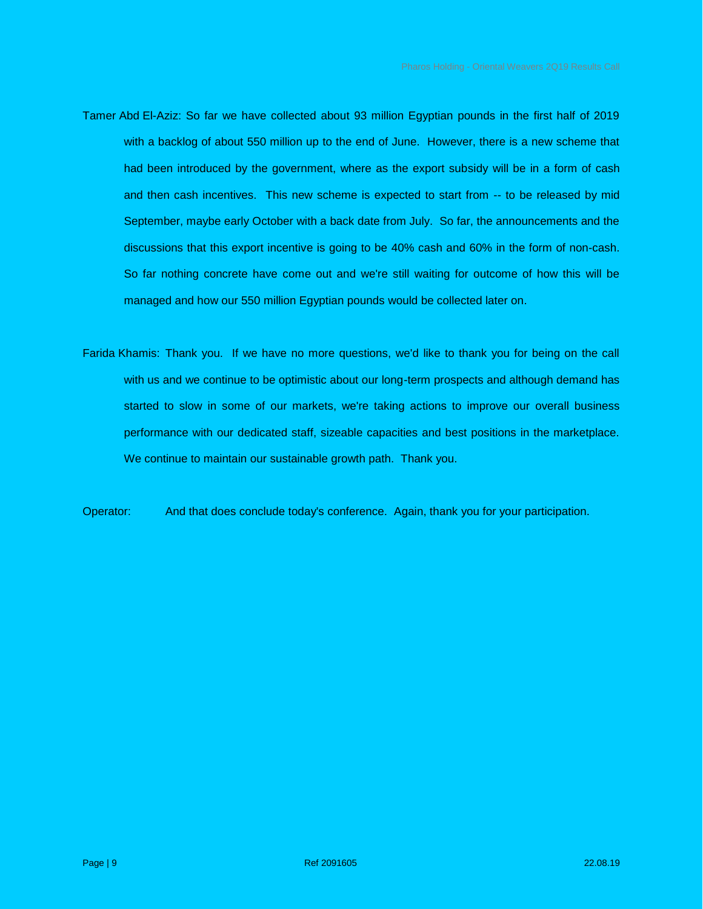Tamer Abd El-Aziz: So far we have collected about 93 million Egyptian pounds in the first half of 2019 with a backlog of about 550 million up to the end of June. However, there is a new scheme that had been introduced by the government, where as the export subsidy will be in a form of cash and then cash incentives. This new scheme is expected to start from -- to be released by mid September, maybe early October with a back date from July. So far, the announcements and the discussions that this export incentive is going to be 40% cash and 60% in the form of non-cash. So far nothing concrete have come out and we're still waiting for outcome of how this will be managed and how our 550 million Egyptian pounds would be collected later on.

Farida Khamis: Thank you. If we have no more questions, we'd like to thank you for being on the call with us and we continue to be optimistic about our long-term prospects and although demand has started to slow in some of our markets, we're taking actions to improve our overall business performance with our dedicated staff, sizeable capacities and best positions in the marketplace. We continue to maintain our sustainable growth path. Thank you.

Operator: And that does conclude today's conference. Again, thank you for your participation.